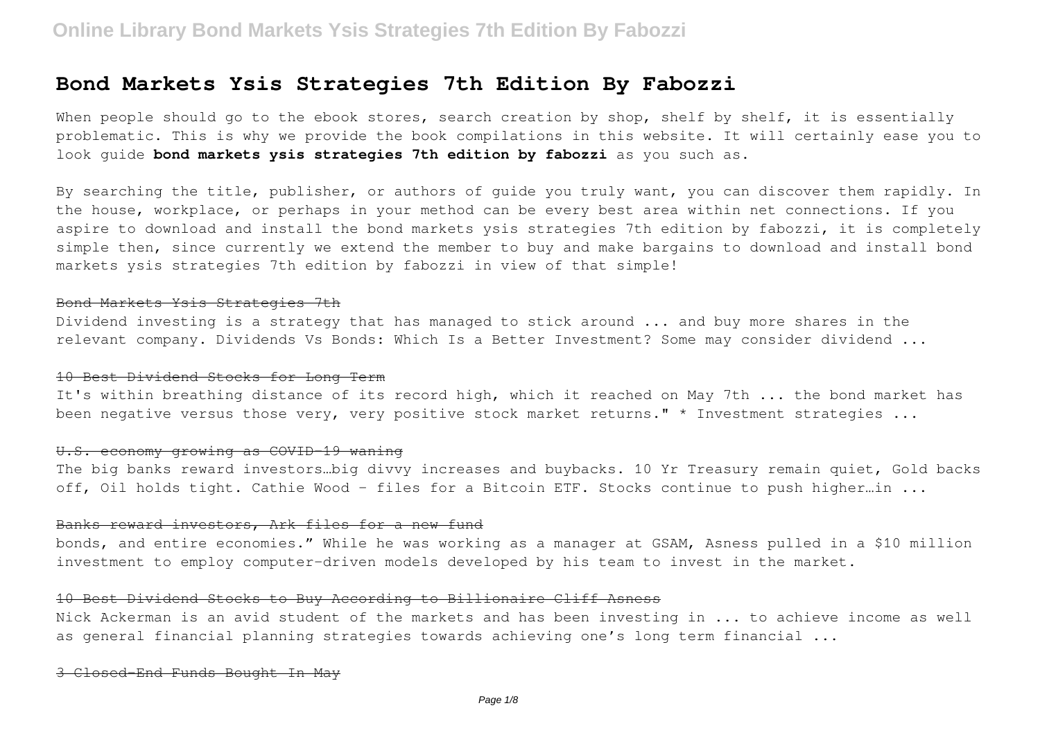# Bond Markets Ysis Strategies 7th Edition By Fabozzi

When people should go to the ebook stores, search creation by shop, shelf by shelf, it is essentially problematic. This is why we provide the book compilations in this website. It will certainly ease you to look guide **bond markets ysis strategies 7th edition by fabozzi** as you such as.

By searching the title, publisher, or authors of guide you truly want, you can discover them rapidly. In the house, workplace, or perhaps in your method can be every best area within net connections. If you aspire to download and install the bond markets ysis strategies 7th edition by fabozzi, it is completely simple then, since currently we extend the member to buy and make bargains to download and install bond markets ysis strategies 7th edition by fabozzi in view of that simple!

#### ~~Bond Markets Ysis Strategies 7th~~

Dividend investing is a strategy that has managed to stick around ... and buy more shares in the relevant company. Dividends Vs Bonds: Which Is a Better Investment? Some may consider dividend ...

#### ~~10 Best Dividend Stocks for Long Term~~

It's within breathing distance of its record high, which it reached on May 7th ... the bond market has been negative versus those very, very positive stock market returns." * Investment strategies ...

#### ~~U.S. economy growing as COVID-19 waning~~

The big banks reward investors…big divvy increases and buybacks. 10 Yr Treasury remain quiet, Gold backs off, Oil holds tight. Cathie Wood - files for a Bitcoin ETF. Stocks continue to push higher…in ...

#### ~~Banks reward investors, Ark files for a new fund~~

bonds, and entire economies." While he was working as a manager at GSAM, Asness pulled in a $10 million investment to employ computer-driven models developed by his team to invest in the market.

#### ~~10 Best Dividend Stocks to Buy According to Billionaire Cliff Asness~~

Nick Ackerman is an avid student of the markets and has been investing in ... to achieve income as well as general financial planning strategies towards achieving one's long term financial ...

#### ~~3 Closed-End Funds Bought In May~~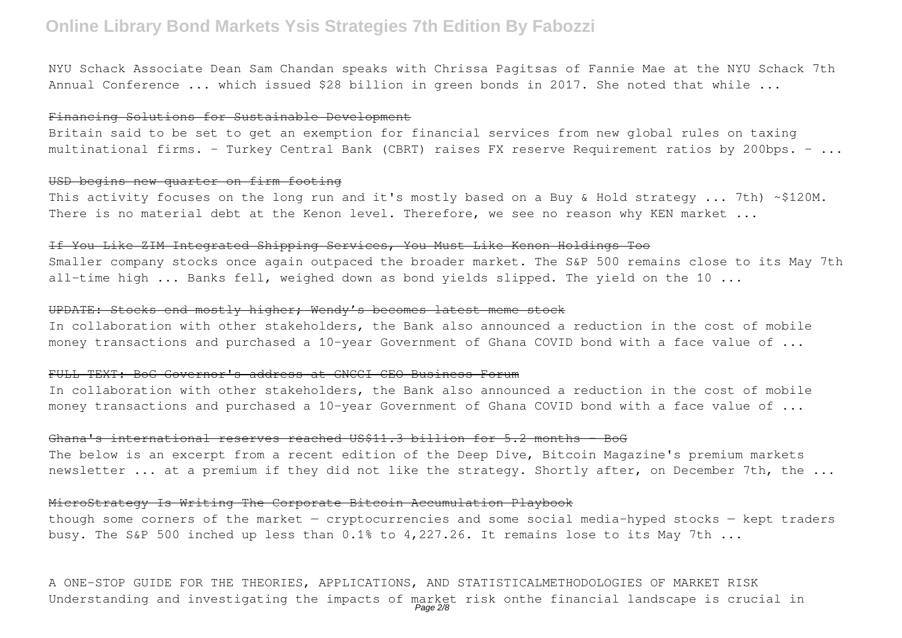NYU Schack Associate Dean Sam Chandan speaks with Chrissa Pagitsas of Fannie Mae at the NYU Schack 7th Annual Conference ... which issued $28 billion in green bonds in 2017. She noted that while ...

## ~~Financing Solutions for Sustainable Development~~

Britain said to be set to get an exemption for financial services from new global rules on taxing multinational firms. - Turkey Central Bank (CBRT) raises FX reserve Requirement ratios by 200bps. - ...

## ~~USD begins new quarter on firm footing~~

This activity focuses on the long run and it's mostly based on a Buy & Hold strategy ... 7th) ~$120M. There is no material debt at the Kenon level. Therefore, we see no reason why KEN market ...

## ~~If You Like ZIM Integrated Shipping Services, You Must Like Kenon Holdings Too~~

Smaller company stocks once again outpaced the broader market. The S&P 500 remains close to its May 7th all-time high ... Banks fell, weighed down as bond yields slipped. The yield on the 10 ...

## ~~UPDATE: Stocks end mostly higher; Wendy's becomes latest meme stock~~

In collaboration with other stakeholders, the Bank also announced a reduction in the cost of mobile money transactions and purchased a 10-year Government of Ghana COVID bond with a face value of ...

## ~~FULL TEXT: BoG Governor's address at GNCCI CEO Business Forum~~

In collaboration with other stakeholders, the Bank also announced a reduction in the cost of mobile money transactions and purchased a 10-year Government of Ghana COVID bond with a face value of ...

## ~~Ghana's international reserves reached US$11.3 billion for 5.2 months - BoG~~

The below is an excerpt from a recent edition of the Deep Dive, Bitcoin Magazine's premium markets newsletter ... at a premium if they did not like the strategy. Shortly after, on December 7th, the ...

## ~~MicroStrategy Is Writing The Corporate Bitcoin Accumulation Playbook~~

though some corners of the market — cryptocurrencies and some social media-hyped stocks — kept traders busy. The S&P 500 inched up less than 0.1% to 4,227.26. It remains lose to its May 7th ...

A ONE-STOP GUIDE FOR THE THEORIES, APPLICATIONS, AND STATISTICALMETHODOLOGIES OF MARKET RISK Understanding and investigating the impacts of market risk onthe financial landscape is crucial in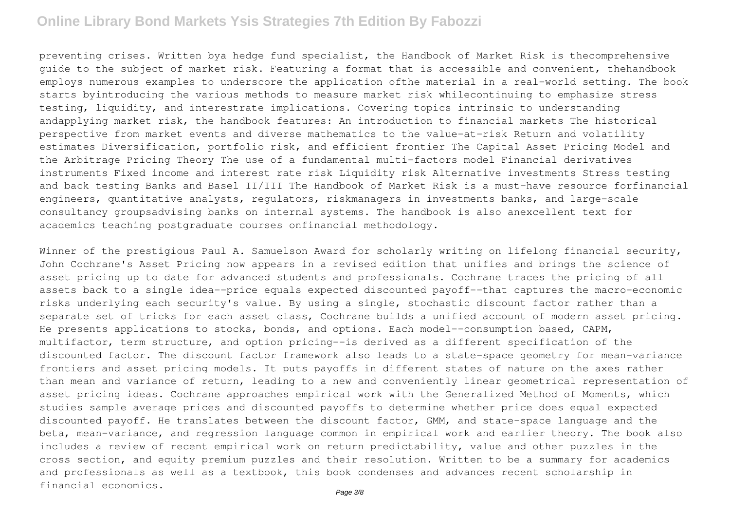preventing crises. Written bya hedge fund specialist, the Handbook of Market Risk is thecomprehensive guide to the subject of market risk. Featuring a format that is accessible and convenient, thehandbook employs numerous examples to underscore the application ofthe material in a real-world setting. The book starts byintroducing the various methods to measure market risk whilecontinuing to emphasize stress testing, liquidity, and interestrate implications. Covering topics intrinsic to understanding andapplying market risk, the handbook features: An introduction to financial markets The historical perspective from market events and diverse mathematics to the value-at-risk Return and volatility estimates Diversification, portfolio risk, and efficient frontier The Capital Asset Pricing Model and the Arbitrage Pricing Theory The use of a fundamental multi-factors model Financial derivatives instruments Fixed income and interest rate risk Liquidity risk Alternative investments Stress testing and back testing Banks and Basel II/III The Handbook of Market Risk is a must-have resource forfinancial engineers, quantitative analysts, regulators, riskmanagers in investments banks, and large-scale consultancy groupsadvising banks on internal systems. The handbook is also anexcellent text for academics teaching postgraduate courses onfinancial methodology.

Winner of the prestigious Paul A. Samuelson Award for scholarly writing on lifelong financial security, John Cochrane's Asset Pricing now appears in a revised edition that unifies and brings the science of asset pricing up to date for advanced students and professionals. Cochrane traces the pricing of all assets back to a single idea--price equals expected discounted payoff--that captures the macro-economic risks underlying each security's value. By using a single, stochastic discount factor rather than a separate set of tricks for each asset class, Cochrane builds a unified account of modern asset pricing. He presents applications to stocks, bonds, and options. Each model--consumption based, CAPM, multifactor, term structure, and option pricing--is derived as a different specification of the discounted factor. The discount factor framework also leads to a state-space geometry for mean-variance frontiers and asset pricing models. It puts payoffs in different states of nature on the axes rather than mean and variance of return, leading to a new and conveniently linear geometrical representation of asset pricing ideas. Cochrane approaches empirical work with the Generalized Method of Moments, which studies sample average prices and discounted payoffs to determine whether price does equal expected discounted payoff. He translates between the discount factor, GMM, and state-space language and the beta, mean-variance, and regression language common in empirical work and earlier theory. The book also includes a review of recent empirical work on return predictability, value and other puzzles in the cross section, and equity premium puzzles and their resolution. Written to be a summary for academics and professionals as well as a textbook, this book condenses and advances recent scholarship in financial economics.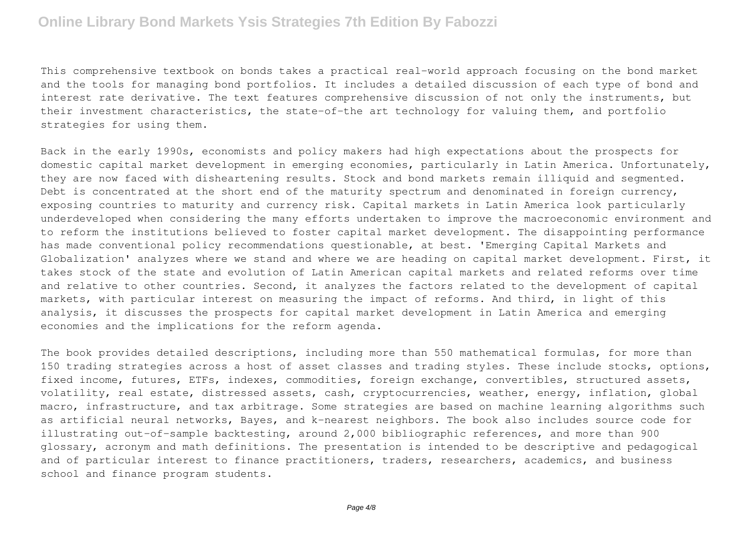This comprehensive textbook on bonds takes a practical real-world approach focusing on the bond market and the tools for managing bond portfolios. It includes a detailed discussion of each type of bond and interest rate derivative. The text features comprehensive discussion of not only the instruments, but their investment characteristics, the state-of-the art technology for valuing them, and portfolio strategies for using them.

Back in the early 1990s, economists and policy makers had high expectations about the prospects for domestic capital market development in emerging economies, particularly in Latin America. Unfortunately, they are now faced with disheartening results. Stock and bond markets remain illiquid and segmented. Debt is concentrated at the short end of the maturity spectrum and denominated in foreign currency, exposing countries to maturity and currency risk. Capital markets in Latin America look particularly underdeveloped when considering the many efforts undertaken to improve the macroeconomic environment and to reform the institutions believed to foster capital market development. The disappointing performance has made conventional policy recommendations questionable, at best. 'Emerging Capital Markets and Globalization' analyzes where we stand and where we are heading on capital market development. First, it takes stock of the state and evolution of Latin American capital markets and related reforms over time and relative to other countries. Second, it analyzes the factors related to the development of capital markets, with particular interest on measuring the impact of reforms. And third, in light of this analysis, it discusses the prospects for capital market development in Latin America and emerging economies and the implications for the reform agenda.

The book provides detailed descriptions, including more than 550 mathematical formulas, for more than 150 trading strategies across a host of asset classes and trading styles. These include stocks, options, fixed income, futures, ETFs, indexes, commodities, foreign exchange, convertibles, structured assets, volatility, real estate, distressed assets, cash, cryptocurrencies, weather, energy, inflation, global macro, infrastructure, and tax arbitrage. Some strategies are based on machine learning algorithms such as artificial neural networks, Bayes, and k-nearest neighbors. The book also includes source code for illustrating out-of-sample backtesting, around 2,000 bibliographic references, and more than 900 glossary, acronym and math definitions. The presentation is intended to be descriptive and pedagogical and of particular interest to finance practitioners, traders, researchers, academics, and business school and finance program students.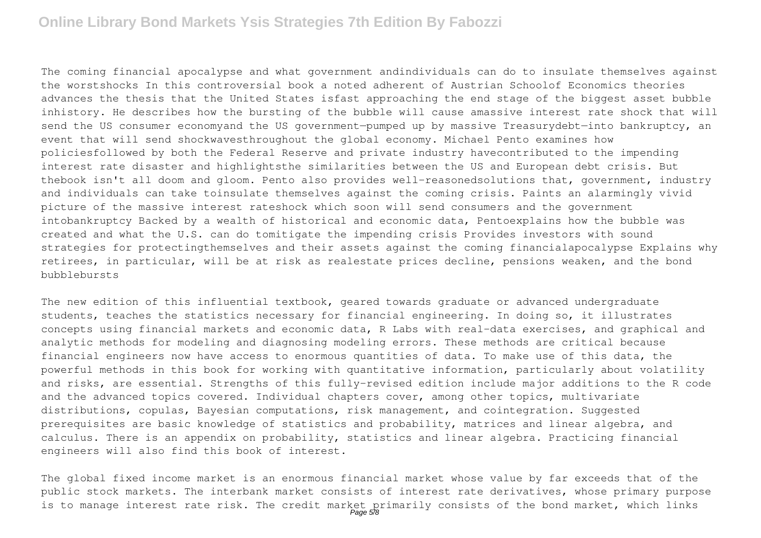The coming financial apocalypse and what government andindividuals can do to insulate themselves against the worstshocks In this controversial book a noted adherent of Austrian Schoolof Economics theories advances the thesis that the United States isfast approaching the end stage of the biggest asset bubble inhistory. He describes how the bursting of the bubble will cause amassive interest rate shock that will send the US consumer economyand the US government—pumped up by massive Treasurydebt—into bankruptcy, an event that will send shockwavesthroughout the global economy. Michael Pento examines how policiesfollowed by both the Federal Reserve and private industry havecontributed to the impending interest rate disaster and highlightsthe similarities between the US and European debt crisis. But thebook isn't all doom and gloom. Pento also provides well-reasonedsolutions that, government, industry and individuals can take toinsulate themselves against the coming crisis. Paints an alarmingly vivid picture of the massive interest rateshock which soon will send consumers and the government intobankruptcy Backed by a wealth of historical and economic data, Pentoexplains how the bubble was created and what the U.S. can do tomitigate the impending crisis Provides investors with sound strategies for protectingthemselves and their assets against the coming financialapocalypse Explains why retirees, in particular, will be at risk as realestate prices decline, pensions weaken, and the bond bubblebursts

The new edition of this influential textbook, geared towards graduate or advanced undergraduate students, teaches the statistics necessary for financial engineering. In doing so, it illustrates concepts using financial markets and economic data, R Labs with real-data exercises, and graphical and analytic methods for modeling and diagnosing modeling errors. These methods are critical because financial engineers now have access to enormous quantities of data. To make use of this data, the powerful methods in this book for working with quantitative information, particularly about volatility and risks, are essential. Strengths of this fully-revised edition include major additions to the R code and the advanced topics covered. Individual chapters cover, among other topics, multivariate distributions, copulas, Bayesian computations, risk management, and cointegration. Suggested prerequisites are basic knowledge of statistics and probability, matrices and linear algebra, and calculus. There is an appendix on probability, statistics and linear algebra. Practicing financial engineers will also find this book of interest.

The global fixed income market is an enormous financial market whose value by far exceeds that of the public stock markets. The interbank market consists of interest rate derivatives, whose primary purpose is to manage interest rate risk. The credit market primarily consists of the bond market, which links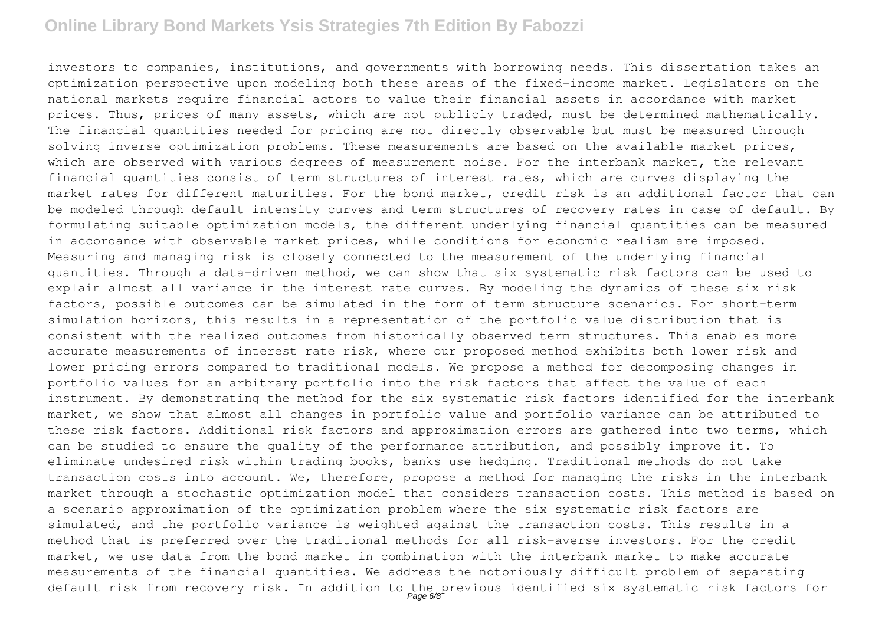investors to companies, institutions, and governments with borrowing needs. This dissertation takes an optimization perspective upon modeling both these areas of the fixed-income market. Legislators on the national markets require financial actors to value their financial assets in accordance with market prices. Thus, prices of many assets, which are not publicly traded, must be determined mathematically. The financial quantities needed for pricing are not directly observable but must be measured through solving inverse optimization problems. These measurements are based on the available market prices, which are observed with various degrees of measurement noise. For the interbank market, the relevant financial quantities consist of term structures of interest rates, which are curves displaying the market rates for different maturities. For the bond market, credit risk is an additional factor that can be modeled through default intensity curves and term structures of recovery rates in case of default. By formulating suitable optimization models, the different underlying financial quantities can be measured in accordance with observable market prices, while conditions for economic realism are imposed. Measuring and managing risk is closely connected to the measurement of the underlying financial quantities. Through a data-driven method, we can show that six systematic risk factors can be used to explain almost all variance in the interest rate curves. By modeling the dynamics of these six risk factors, possible outcomes can be simulated in the form of term structure scenarios. For short-term simulation horizons, this results in a representation of the portfolio value distribution that is consistent with the realized outcomes from historically observed term structures. This enables more accurate measurements of interest rate risk, where our proposed method exhibits both lower risk and lower pricing errors compared to traditional models. We propose a method for decomposing changes in portfolio values for an arbitrary portfolio into the risk factors that affect the value of each instrument. By demonstrating the method for the six systematic risk factors identified for the interbank market, we show that almost all changes in portfolio value and portfolio variance can be attributed to these risk factors. Additional risk factors and approximation errors are gathered into two terms, which can be studied to ensure the quality of the performance attribution, and possibly improve it. To eliminate undesired risk within trading books, banks use hedging. Traditional methods do not take transaction costs into account. We, therefore, propose a method for managing the risks in the interbank market through a stochastic optimization model that considers transaction costs. This method is based on a scenario approximation of the optimization problem where the six systematic risk factors are simulated, and the portfolio variance is weighted against the transaction costs. This results in a method that is preferred over the traditional methods for all risk-averse investors. For the credit market, we use data from the bond market in combination with the interbank market to make accurate measurements of the financial quantities. We address the notoriously difficult problem of separating default risk from recovery risk. In addition to the previous identified six systematic risk factors for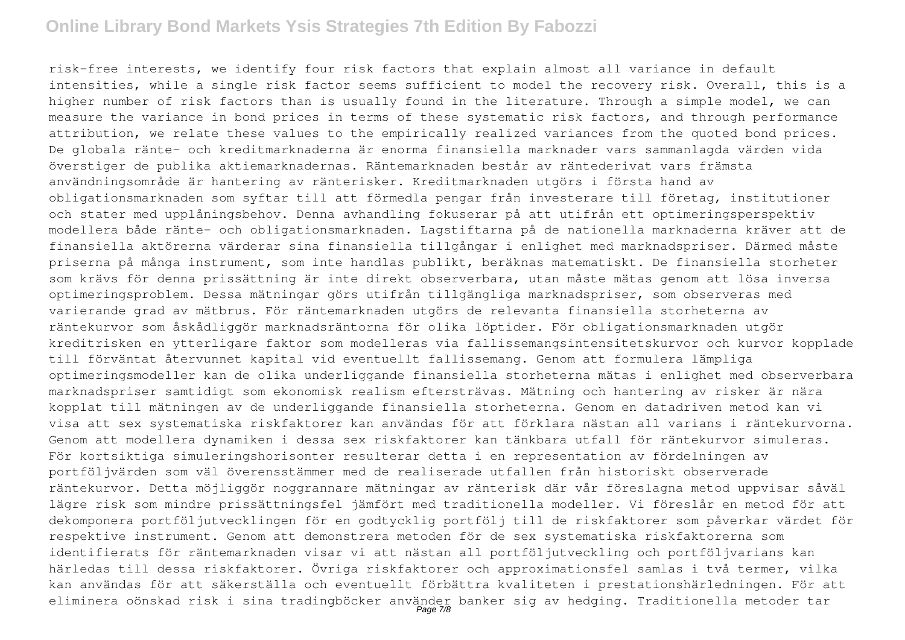risk-free interests, we identify four risk factors that explain almost all variance in default intensities, while a single risk factor seems sufficient to model the recovery risk. Overall, this is a higher number of risk factors than is usually found in the literature. Through a simple model, we can measure the variance in bond prices in terms of these systematic risk factors, and through performance attribution, we relate these values to the empirically realized variances from the quoted bond prices. De globala ränte- och kreditmarknaderna är enorma finansiella marknader vars sammanlagda värden vida överstiger de publika aktiemarknadernas. Räntemarknaden består av räntederivat vars främsta användningsområde är hantering av ränterisker. Kreditmarknaden utgörs i första hand av obligationsmarknaden som syftar till att förmedla pengar från investerare till företag, institutioner och stater med upplåningsbehov. Denna avhandling fokuserar på att utifrån ett optimeringsperspektiv modellera både ränte- och obligationsmarknaden. Lagstiftarna på de nationella marknaderna kräver att de finansiella aktörerna värderar sina finansiella tillgångar i enlighet med marknadspriser. Därmed måste priserna på många instrument, som inte handlas publikt, beräknas matematiskt. De finansiella storheter som krävs för denna prissättning är inte direkt observerbara, utan måste mätas genom att lösa inversa optimeringsproblem. Dessa mätningar görs utifrån tillgängliga marknadspriser, som observeras med varierande grad av mätbrus. För räntemarknaden utgörs de relevanta finansiella storheterna av räntekurvor som åskådliggör marknadsräntorna för olika löptider. För obligationsmarknaden utgör kreditrisken en ytterligare faktor som modelleras via fallissemangsintensitetskurvor och kurvor kopplade till förväntat återvunnet kapital vid eventuellt fallissemang. Genom att formulera lämpliga optimeringsmodeller kan de olika underliggande finansiella storheterna mätas i enlighet med observerbara marknadspriser samtidigt som ekonomisk realism eftersträvas. Mätning och hantering av risker är nära kopplat till mätningen av de underliggande finansiella storheterna. Genom en datadriven metod kan vi visa att sex systematiska riskfaktorer kan användas för att förklara nästan all varians i räntekurvorna. Genom att modellera dynamiken i dessa sex riskfaktorer kan tänkbara utfall för räntekurvor simuleras. För kortsiktiga simuleringshorisonter resulterar detta i en representation av fördelningen av portföljvärden som väl överensstämmer med de realiserade utfallen från historiskt observerade räntekurvor. Detta möjliggör noggrannare mätningar av ränterisk där vår föreslagna metod uppvisar såväl lägre risk som mindre prissättningsfel jämfört med traditionella modeller. Vi föreslår en metod för att dekomponera portföljutvecklingen för en godtycklig portfölj till de riskfaktorer som påverkar värdet för respektive instrument. Genom att demonstrera metoden för de sex systematiska riskfaktorerna som identifierats för räntemarknaden visar vi att nästan all portföljutveckling och portföljvarians kan härledas till dessa riskfaktorer. Övriga riskfaktorer och approximationsfel samlas i två termer, vilka kan användas för att säkerställa och eventuellt förbättra kvaliteten i prestationshärledningen. För att eliminera oönskad risk i sina tradingböcker använder banker sig av hedging. Traditionella metoder tar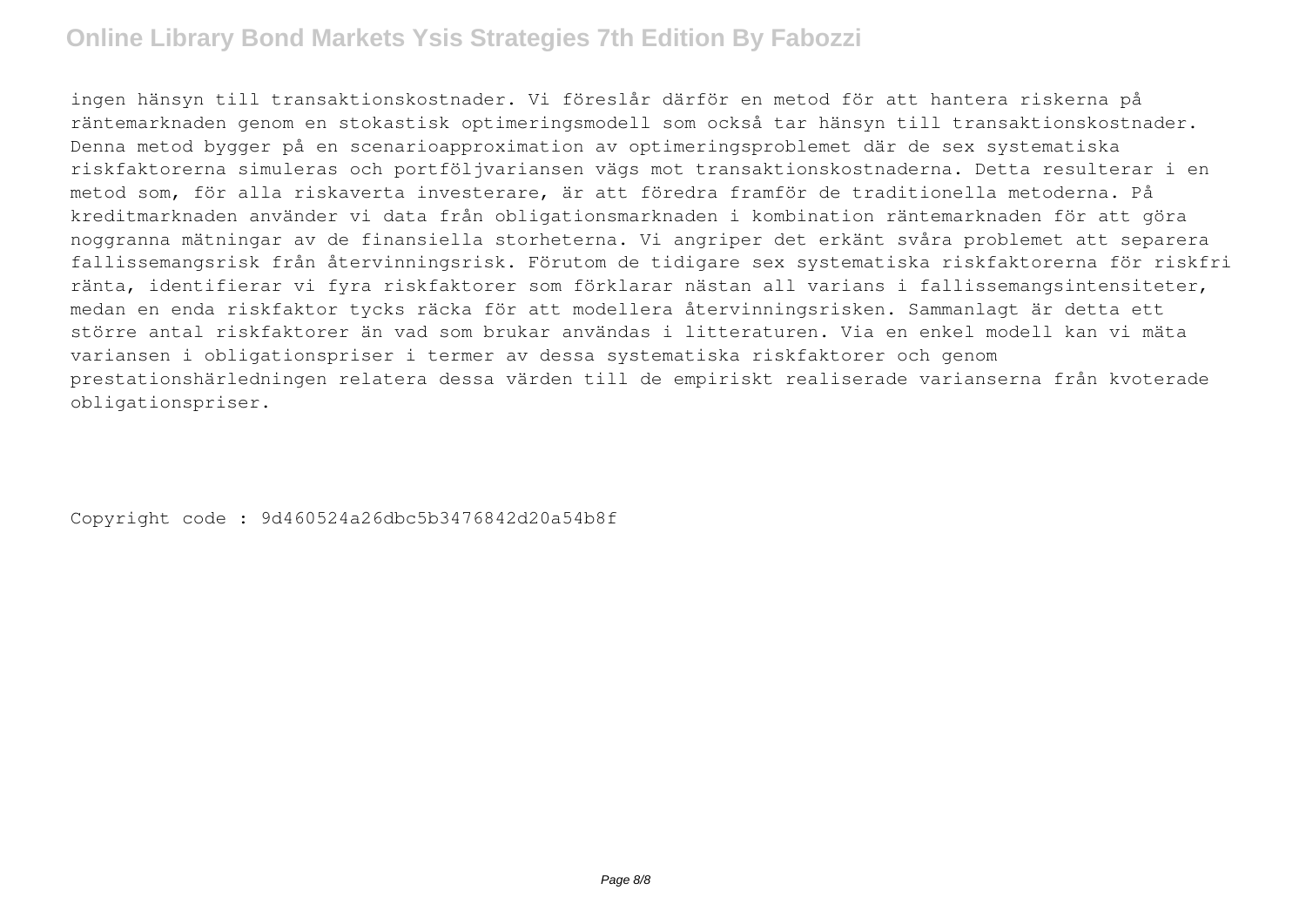ingen hänsyn till transaktionskostnader. Vi föreslår därför en metod för att hantera riskerna på räntemarknaden genom en stokastisk optimeringsmodell som också tar hänsyn till transaktionskostnader. Denna metod bygger på en scenarioapproximation av optimeringsproblemet där de sex systematiska riskfaktorerna simuleras och portföljvariansen vägs mot transaktionskostnaderna. Detta resulterar i en metod som, för alla riskaverta investerare, är att föredra framför de traditionella metoderna. På kreditmarknaden använder vi data från obligationsmarknaden i kombination räntemarknaden för att göra noggranna mätningar av de finansiella storheterna. Vi angriper det erkänt svåra problemet att separera fallissemangsrisk från återvinningsrisk. Förutom de tidigare sex systematiska riskfaktorerna för riskfri ränta, identifierar vi fyra riskfaktorer som förklarar nästan all varians i fallissemangsintensiteter, medan en enda riskfaktor tycks räcka för att modellera återvinningsrisken. Sammanlagt är detta ett större antal riskfaktorer än vad som brukar användas i litteraturen. Via en enkel modell kan vi mäta variansen i obligationspriser i termer av dessa systematiska riskfaktorer och genom prestationshärledningen relatera dessa värden till de empiriskt realiserade varianserna från kvoterade obligationspriser.

Copyright code : 9d460524a26dbc5b3476842d20a54b8f